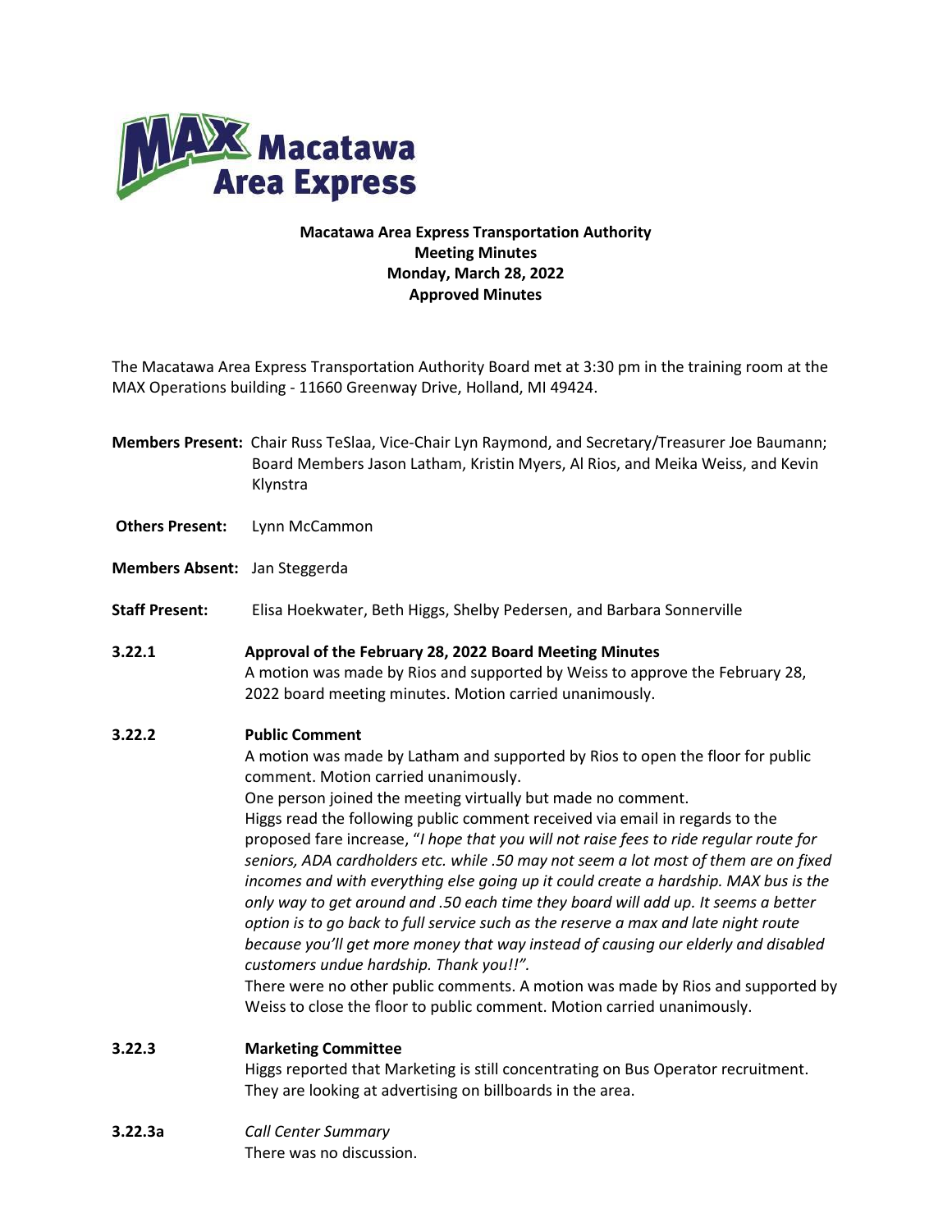**Macatawa Area Express Transportation Authority**
**Meeting Minutes**
**Monday, March 28, 2022**
**Approved Minutes**

The Macatawa Area Express Transportation Authority Board met at 3:30 pm in the training room at the MAX Operations building - 11660 Greenway Drive, Holland, MI 49424.

**Members Present:** Chair Russ TeSlaa, Vice-Chair Lyn Raymond, and Secretary/Treasurer Joe Baumann; Board Members Jason Latham, Kristin Myers, Al Rios, and Meika Weiss, and Kevin Klynstra

**Others Present:** Lynn McCammon

**Members Absent:** Jan Steggerda

**Staff Present:** Elisa Hoekwater, Beth Higgs, Shelby Pedersen, and Barbara Sonnerville

**3.22.1 Approval of the February 28, 2022 Board Meeting Minutes**

A motion was made by Rios and supported by Weiss to approve the February 28, 2022 board meeting minutes. Motion carried unanimously.

**3.22.2 Public Comment**

A motion was made by Latham and supported by Rios to open the floor for public comment. Motion carried unanimously.

One person joined the meeting virtually but made no comment.

Higgs read the following public comment received via email in regards to the proposed fare increase, "*I hope that you will not raise fees to ride regular route for seniors, ADA cardholders etc. while .50 may not seem a lot most of them are on fixed incomes and with everything else going up it could create a hardship. MAX bus is the only way to get around and .50 each time they board will add up. It seems a better option is to go back to full service such as the reserve a max and late night route because you'll get more money that way instead of causing our elderly and disabled customers undue hardship. Thank you!!*".

There were no other public comments. A motion was made by Rios and supported by Weiss to close the floor to public comment. Motion carried unanimously.

**3.22.3 Marketing Committee**

Higgs reported that Marketing is still concentrating on Bus Operator recruitment. They are looking at advertising on billboards in the area.

**3.22.3a** *Call Center Summary*

There was no discussion.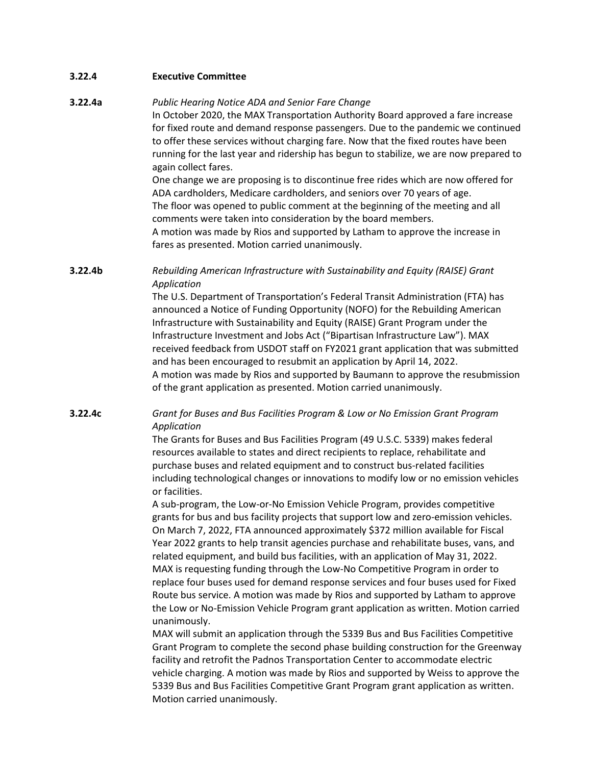**3.22.4 Executive Committee**

**3.22.4a** *Public Hearing Notice ADA and Senior Fare Change*

In October 2020, the MAX Transportation Authority Board approved a fare increase for fixed route and demand response passengers. Due to the pandemic we continued to offer these services without charging fare. Now that the fixed routes have been running for the last year and ridership has begun to stabilize, we are now prepared to again collect fares.

One change we are proposing is to discontinue free rides which are now offered for ADA cardholders, Medicare cardholders, and seniors over 70 years of age.

The floor was opened to public comment at the beginning of the meeting and all comments were taken into consideration by the board members.

A motion was made by Rios and supported by Latham to approve the increase in fares as presented. Motion carried unanimously.

**3.22.4b** *Rebuilding American Infrastructure with Sustainability and Equity (RAISE) Grant Application*

The U.S. Department of Transportation's Federal Transit Administration (FTA) has announced a Notice of Funding Opportunity (NOFO) for the Rebuilding American Infrastructure with Sustainability and Equity (RAISE) Grant Program under the Infrastructure Investment and Jobs Act ("Bipartisan Infrastructure Law"). MAX received feedback from USDOT staff on FY2021 grant application that was submitted and has been encouraged to resubmit an application by April 14, 2022.

A motion was made by Rios and supported by Baumann to approve the resubmission of the grant application as presented. Motion carried unanimously.

**3.22.4c** *Grant for Buses and Bus Facilities Program & Low or No Emission Grant Program Application*

The Grants for Buses and Bus Facilities Program (49 U.S.C. 5339) makes federal resources available to states and direct recipients to replace, rehabilitate and purchase buses and related equipment and to construct bus-related facilities including technological changes or innovations to modify low or no emission vehicles or facilities.

A sub-program, the Low-or-No Emission Vehicle Program, provides competitive grants for bus and bus facility projects that support low and zero-emission vehicles. On March 7, 2022, FTA announced approximately $372 million available for Fiscal Year 2022 grants to help transit agencies purchase and rehabilitate buses, vans, and related equipment, and build bus facilities, with an application of May 31, 2022.

MAX is requesting funding through the Low-No Competitive Program in order to replace four buses used for demand response services and four buses used for Fixed Route bus service. A motion was made by Rios and supported by Latham to approve the Low or No-Emission Vehicle Program grant application as written. Motion carried unanimously.

MAX will submit an application through the 5339 Bus and Bus Facilities Competitive Grant Program to complete the second phase building construction for the Greenway facility and retrofit the Padnos Transportation Center to accommodate electric vehicle charging. A motion was made by Rios and supported by Weiss to approve the 5339 Bus and Bus Facilities Competitive Grant Program grant application as written. Motion carried unanimously.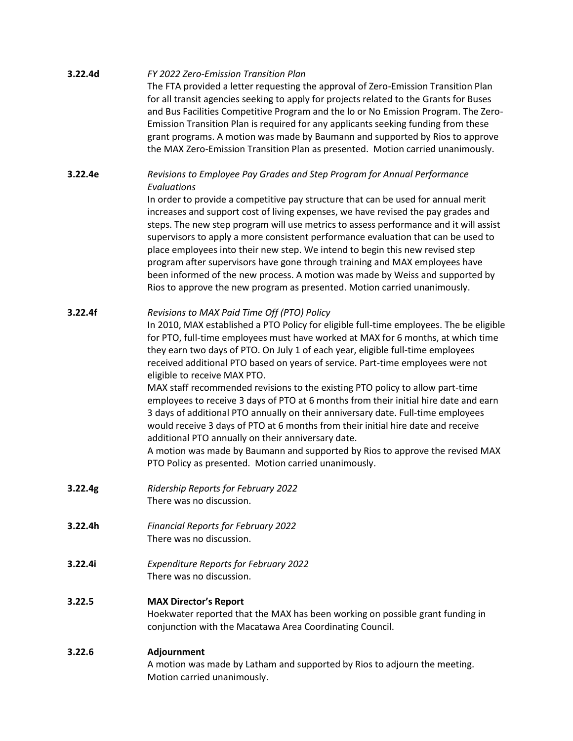**3.22.4d** *FY 2022 Zero-Emission Transition Plan*

The FTA provided a letter requesting the approval of Zero-Emission Transition Plan for all transit agencies seeking to apply for projects related to the Grants for Buses and Bus Facilities Competitive Program and the lo or No Emission Program. The Zero-Emission Transition Plan is required for any applicants seeking funding from these grant programs. A motion was made by Baumann and supported by Rios to approve the MAX Zero-Emission Transition Plan as presented. Motion carried unanimously.

**3.22.4e** *Revisions to Employee Pay Grades and Step Program for Annual Performance Evaluations*

In order to provide a competitive pay structure that can be used for annual merit increases and support cost of living expenses, we have revised the pay grades and steps. The new step program will use metrics to assess performance and it will assist supervisors to apply a more consistent performance evaluation that can be used to place employees into their new step. We intend to begin this new revised step program after supervisors have gone through training and MAX employees have been informed of the new process. A motion was made by Weiss and supported by Rios to approve the new program as presented. Motion carried unanimously.

**3.22.4f** *Revisions to MAX Paid Time Off (PTO) Policy*

In 2010, MAX established a PTO Policy for eligible full-time employees. The be eligible for PTO, full-time employees must have worked at MAX for 6 months, at which time they earn two days of PTO. On July 1 of each year, eligible full-time employees received additional PTO based on years of service. Part-time employees were not eligible to receive MAX PTO.

MAX staff recommended revisions to the existing PTO policy to allow part-time employees to receive 3 days of PTO at 6 months from their initial hire date and earn 3 days of additional PTO annually on their anniversary date. Full-time employees would receive 3 days of PTO at 6 months from their initial hire date and receive additional PTO annually on their anniversary date.

A motion was made by Baumann and supported by Rios to approve the revised MAX PTO Policy as presented. Motion carried unanimously.

**3.22.4g** *Ridership Reports for February 2022*

There was no discussion.

**3.22.4h** *Financial Reports for February 2022*

There was no discussion.

**3.22.4i** *Expenditure Reports for February 2022*

There was no discussion.

**3.22.5** **MAX Director's Report**

Hoekwater reported that the MAX has been working on possible grant funding in conjunction with the Macatawa Area Coordinating Council.

**3.22.6** **Adjournment**

A motion was made by Latham and supported by Rios to adjourn the meeting. Motion carried unanimously.